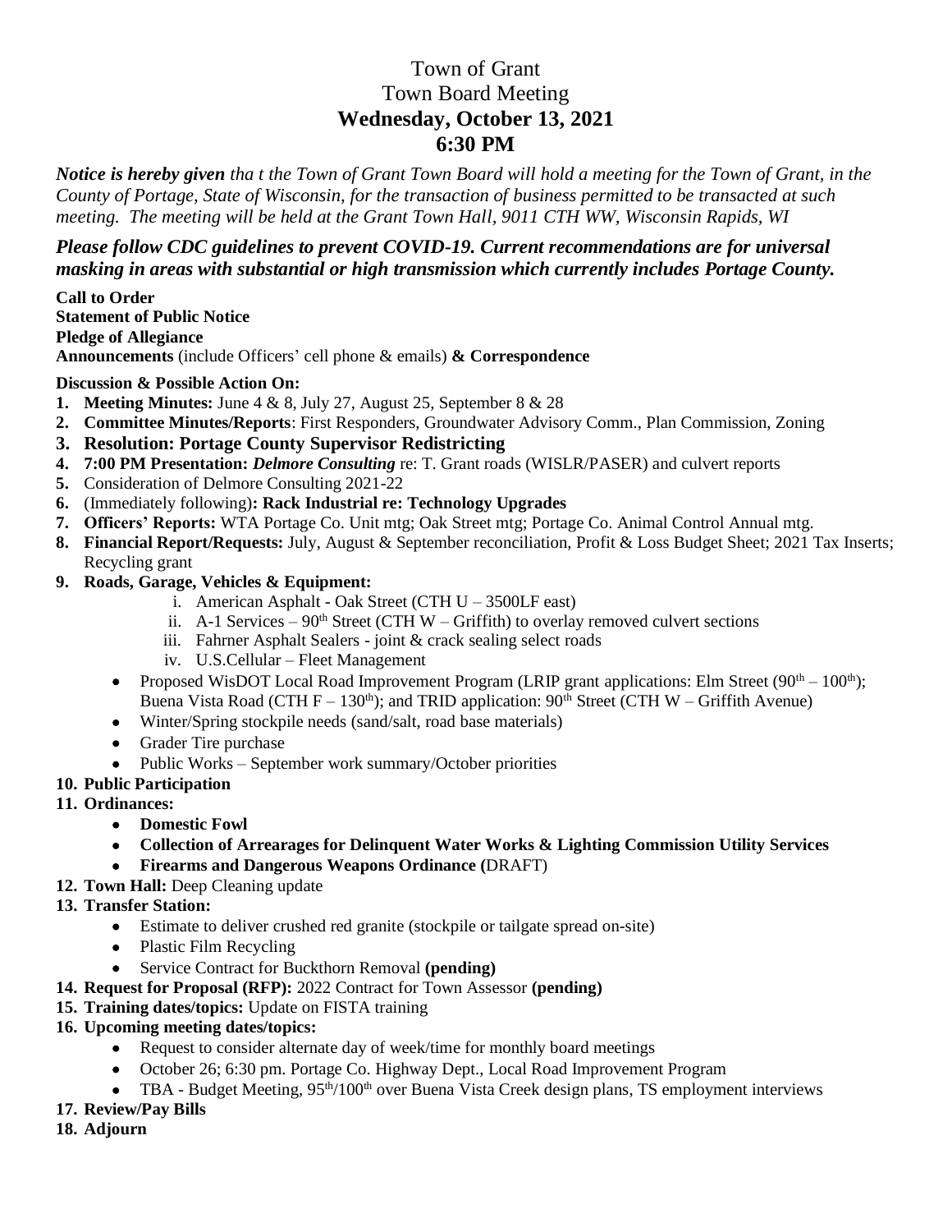# Town of Grant
# Town Board Meeting
# **Wednesday, October 13, 2021**
# **6:30 PM**

***Notice is hereby given*** *tha t the Town of Grant Town Board will hold a meeting for the Town of Grant, in the County of Portage, State of Wisconsin, for the transaction of business permitted to be transacted at such meeting. The meeting will be held at the Grant Town Hall, 9011 CTH WW, Wisconsin Rapids, WI*

***Please follow CDC guidelines to prevent COVID-19. Current recommendations are for universal masking in areas with substantial or high transmission which currently includes Portage County.***

**Call to Order**
**Statement of Public Notice**
**Pledge of Allegiance**
**Announcements** (include Officers' cell phone & emails) **& Correspondence**

**Discussion & Possible Action On:**

1. **Meeting Minutes:** June 4 & 8, July 27, August 25, September 8 & 28
2. **Committee Minutes/Reports**: First Responders, Groundwater Advisory Comm., Plan Commission, Zoning
3. **Resolution: Portage County Supervisor Redistricting**
4. **7:00 PM Presentation:** ***Delmore Consulting*** re: T. Grant roads (WISLR/PASER) and culvert reports
5. Consideration of Delmore Consulting 2021-22
6. (Immediately following)**: Rack Industrial re: Technology Upgrades**
7. **Officers' Reports:** WTA Portage Co. Unit mtg; Oak Street mtg; Portage Co. Animal Control Annual mtg.
8. **Financial Report/Requests:** July, August & September reconciliation, Profit & Loss Budget Sheet; 2021 Tax Inserts; Recycling grant
9. **Roads, Garage, Vehicles & Equipment:**
   i. American Asphalt - Oak Street (CTH U – 3500LF east)
   ii. A-1 Services – 90th Street (CTH W – Griffith) to overlay removed culvert sections
   iii. Fahrner Asphalt Sealers - joint & crack sealing select roads
   iv. U.S.Cellular – Fleet Management
   - Proposed WisDOT Local Road Improvement Program (LRIP grant applications: Elm Street (90th – 100th); Buena Vista Road (CTH F – 130th); and TRID application: 90th Street (CTH W – Griffith Avenue)
   - Winter/Spring stockpile needs (sand/salt, road base materials)
   - Grader Tire purchase
   - Public Works – September work summary/October priorities
10. **Public Participation**
11. **Ordinances:**
    - **Domestic Fowl**
    - **Collection of Arrearages for Delinquent Water Works & Lighting Commission Utility Services**
    - **Firearms and Dangerous Weapons Ordinance (**DRAFT)
12. **Town Hall:** Deep Cleaning update
13. **Transfer Station:**
    - Estimate to deliver crushed red granite (stockpile or tailgate spread on-site)
    - Plastic Film Recycling
    - Service Contract for Buckthorn Removal **(pending)**
14. **Request for Proposal (RFP):** 2022 Contract for Town Assessor **(pending)**
15. **Training dates/topics:** Update on FISTA training
16. **Upcoming meeting dates/topics:**
    - Request to consider alternate day of week/time for monthly board meetings
    - October 26; 6:30 pm. Portage Co. Highway Dept., Local Road Improvement Program
    - TBA - Budget Meeting, 95th/100th over Buena Vista Creek design plans, TS employment interviews
17. **Review/Pay Bills**
18. **Adjourn**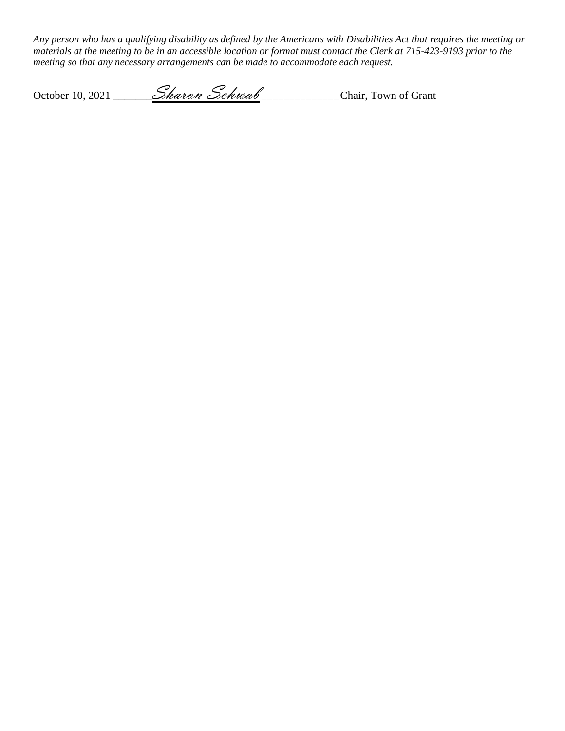*Any person who has a qualifying disability as defined by the Americans with Disabilities Act that requires the meeting or materials at the meeting to be in an accessible location or format must contact the Clerk at 715-423-9193 prior to the meeting so that any necessary arrangements can be made to accommodate each request.*

October 10, 2021 _______Sharon Schwab_____________ Chair, Town of Grant